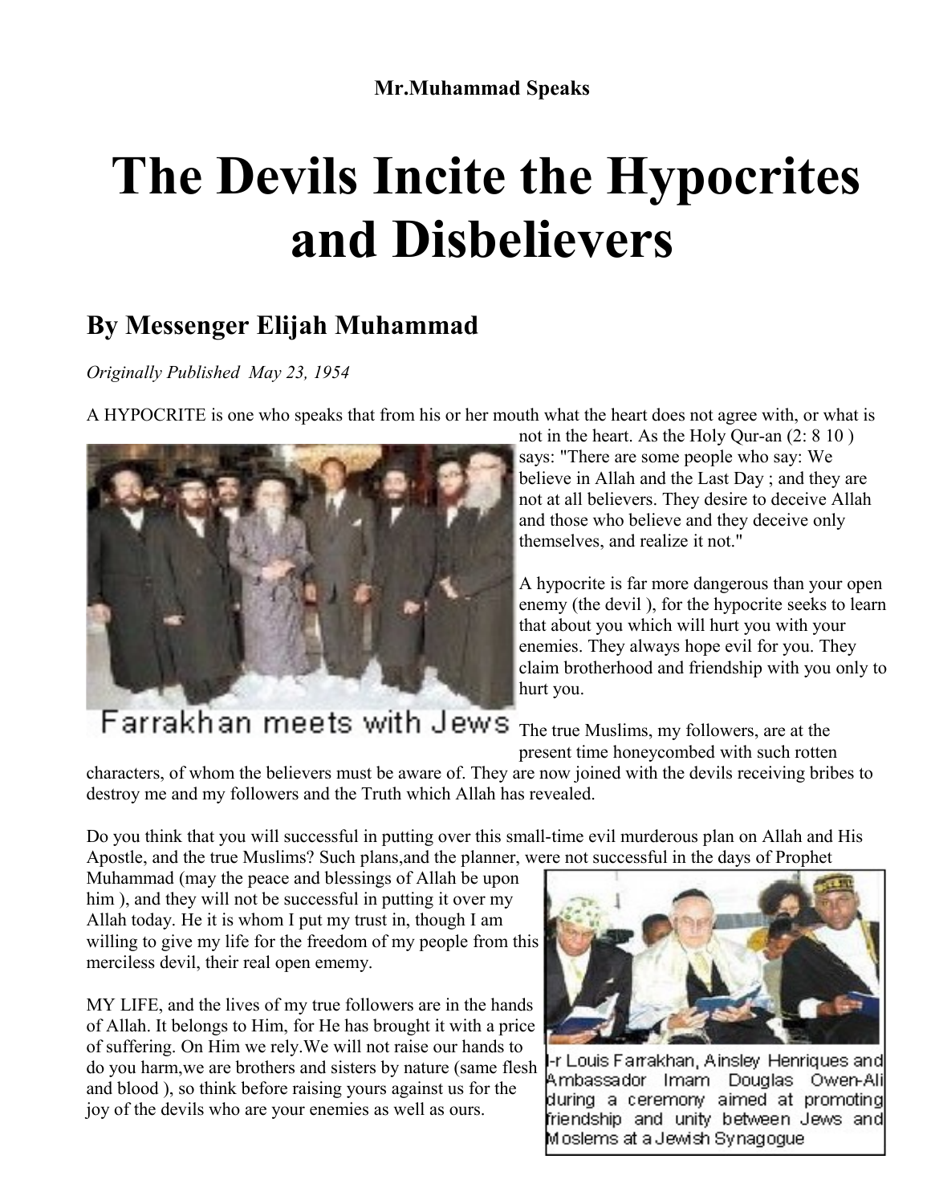**Mr.Muhammad Speaks**

# The Devils Incite the Hypocrites and Disbelievers

## By Messenger Elijah Muhammad

*Originally Published May 23, 1954*

A HYPOCRITE is one who speaks that from his or her mouth what the heart does not agree with, or what is not in the heart. As the Holy Qur-an (2: 8 10 ) says: "There are some people who say: We believe in Allah and the Last Day ; and they are not at all believers. They desire to deceive Allah and those who believe and they deceive only themselves, and realize it not."

Farrakhan meets with Jews

A hypocrite is far more dangerous than your open enemy (the devil ), for the hypocrite seeks to learn that about you which will hurt you with your enemies. They always hope evil for you. They claim brotherhood and friendship with you only to hurt you.

The true Muslims, my followers, are at the present time honeycombed with such rotten characters, of whom the believers must be aware of. They are now joined with the devils receiving bribes to destroy me and my followers and the Truth which Allah has revealed.

Do you think that you will successful in putting over this small-time evil murderous plan on Allah and His Apostle, and the true Muslims? Such plans,and the planner, were not successful in the days of Prophet Muhammad (may the peace and blessings of Allah be upon him ), and they will not be successful in putting it over my Allah today. He it is whom I put my trust in, though I am willing to give my life for the freedom of my people from this merciless devil, their real open ememy.

MY LIFE, and the lives of my true followers are in the hands of Allah. It belongs to Him, for He has brought it with a price of suffering. On Him we rely.We will not raise our hands to do you harm,we are brothers and sisters by nature (same flesh and blood ), so think before raising yours against us for the joy of the devils who are your enemies as well as ours.

l-r Louis Farrakhan, Ainsley Henriques and Ambassador Imam Douglas Owen-Ali during a ceremony aimed at promoting friendship and unity between Jews and Moslems at a Jewish Synagogue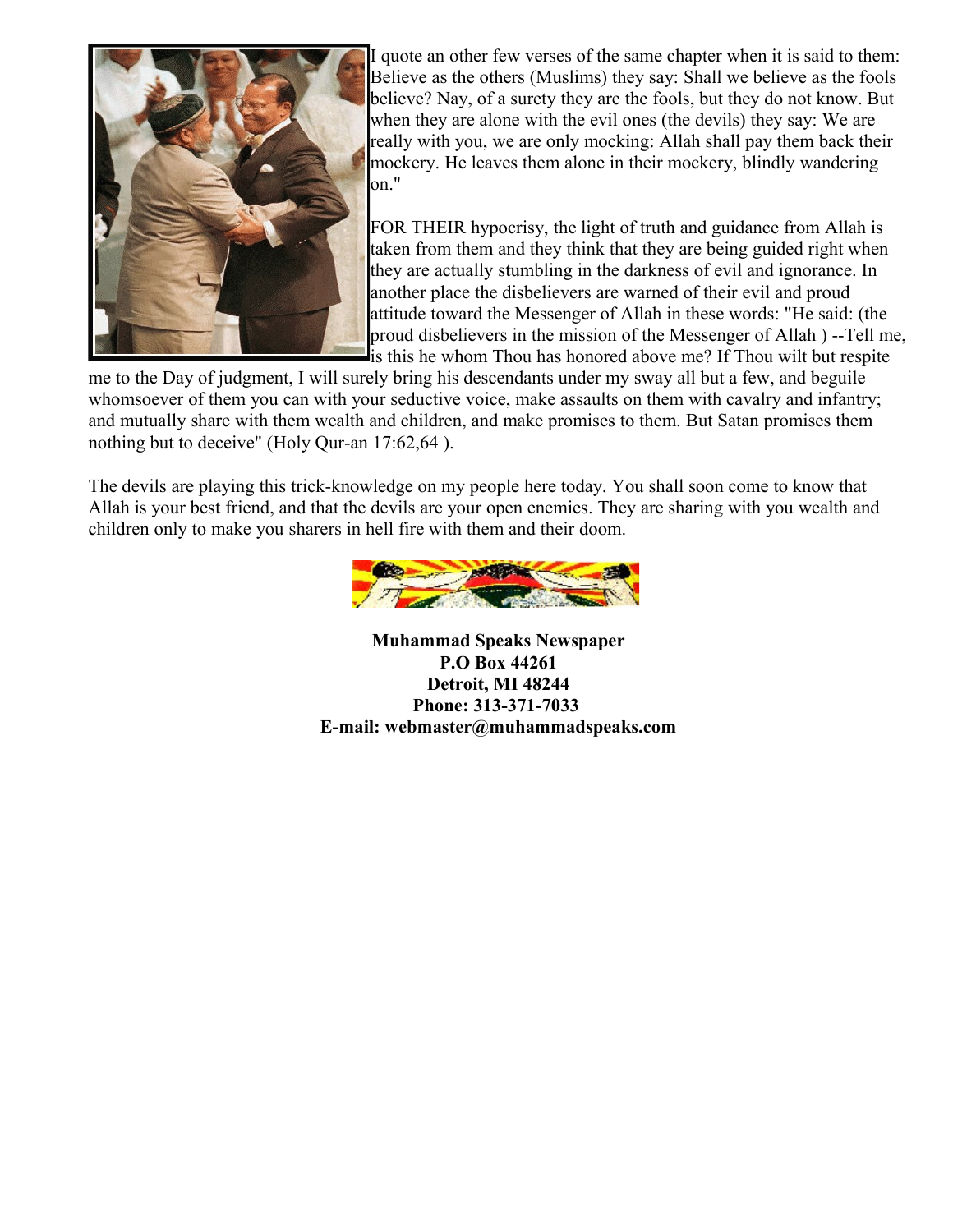I quote an other few verses of the same chapter when it is said to them: Believe as the others (Muslims) they say: Shall we believe as the fools believe? Nay, of a surety they are the fools, but they do not know. But when they are alone with the evil ones (the devils) they say: We are really with you, we are only mocking: Allah shall pay them back their mockery. He leaves them alone in their mockery, blindly wandering on."

FOR THEIR hypocrisy, the light of truth and guidance from Allah is taken from them and they think that they are being guided right when they are actually stumbling in the darkness of evil and ignorance. In another place the disbelievers are warned of their evil and proud attitude toward the Messenger of Allah in these words: "He said: (the proud disbelievers in the mission of the Messenger of Allah ) --Tell me, is this he whom Thou has honored above me? If Thou wilt but respite me to the Day of judgment, I will surely bring his descendants under my sway all but a few, and beguile whomsoever of them you can with your seductive voice, make assaults on them with cavalry and infantry; and mutually share with them wealth and children, and make promises to them. But Satan promises them nothing but to deceive" (Holy Qur-an 17:62,64 ).

The devils are playing this trick-knowledge on my people here today. You shall soon come to know that Allah is your best friend, and that the devils are your open enemies. They are sharing with you wealth and children only to make you sharers in hell fire with them and their doom.

**Muhammad Speaks Newspaper**
**P.O Box 44261**
**Detroit, MI 48244**
**Phone: 313-371-7033**
**E-mail: webmaster@muhammadspeaks.com**